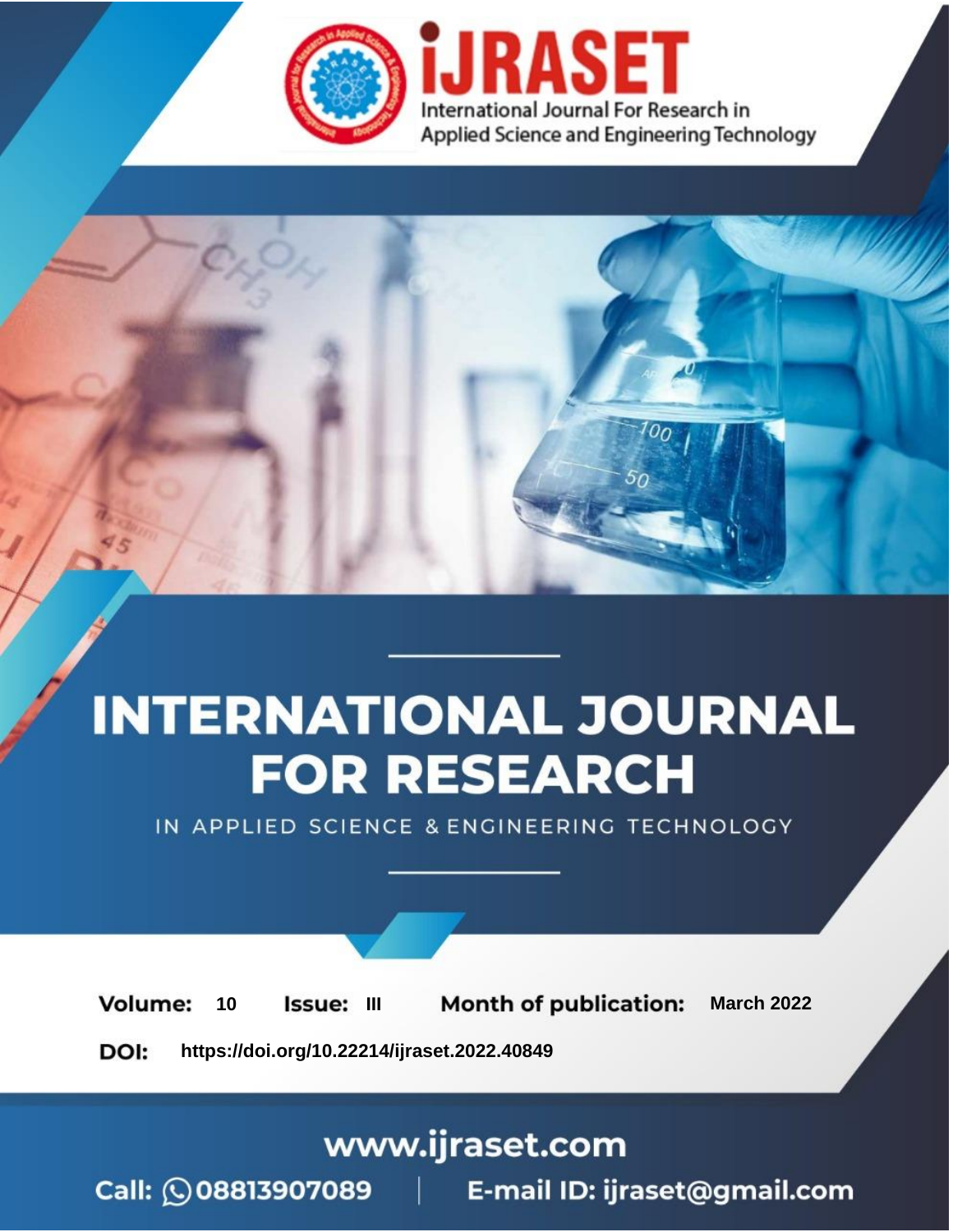# INTERNATIONAL JOURNAL FOR RESEARCH

IN APPLIED SCIENCE & ENGINEERING TECHNOLOGY

**Volume:** 10 **Issue:** III **Month of publication:** March 2022

**DOI:** https://doi.org/10.22214/ijraset.2022.40849

www.ijraset.com

Call: 08813907089 | E-mail ID: ijraset@gmail.com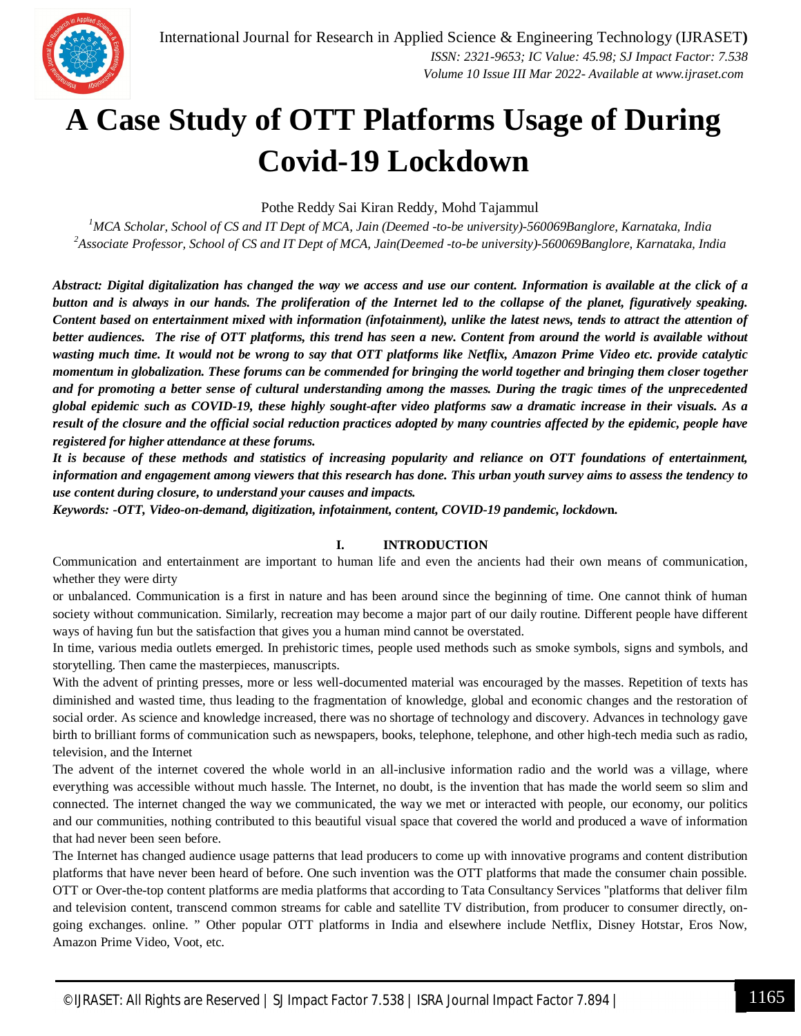# A Case Study of OTT Platforms Usage of During Covid-19 Lockdown

Pothe Reddy Sai Kiran Reddy, Mohd Tajammul

[1]MCA Scholar, School of CS and IT Dept of MCA, Jain (Deemed -to-be university)-560069Banglore, Karnataka, India
[2]Associate Professor, School of CS and IT Dept of MCA, Jain(Deemed -to-be university)-560069Banglore, Karnataka, India

***Abstract: Digital digitalization has changed the way we access and use our content. Information is available at the click of a button and is always in our hands. The proliferation of the Internet led to the collapse of the planet, figuratively speaking. Content based on entertainment mixed with information (infotainment), unlike the latest news, tends to attract the attention of better audiences. The rise of OTT platforms, this trend has seen a new. Content from around the world is available without wasting much time. It would not be wrong to say that OTT platforms like Netflix, Amazon Prime Video etc. provide catalytic momentum in globalization. These forums can be commended for bringing the world together and bringing them closer together and for promoting a better sense of cultural understanding among the masses. During the tragic times of the unprecedented global epidemic such as COVID-19, these highly sought-after video platforms saw a dramatic increase in their visuals. As a result of the closure and the official social reduction practices adopted by many countries affected by the epidemic, people have registered for higher attendance at these forums.***

***It is because of these methods and statistics of increasing popularity and reliance on OTT foundations of entertainment, information and engagement among viewers that this research has done. This urban youth survey aims to assess the tendency to use content during closure, to understand your causes and impacts.***

***Keywords: -OTT, Video-on-demand, digitization, infotainment, content, COVID-19 pandemic, lockdown.***

## I. INTRODUCTION

Communication and entertainment are important to human life and even the ancients had their own means of communication, whether they were dirty
or unbalanced. Communication is a first in nature and has been around since the beginning of time. One cannot think of human society without communication. Similarly, recreation may become a major part of our daily routine. Different people have different ways of having fun but the satisfaction that gives you a human mind cannot be overstated.

In time, various media outlets emerged. In prehistoric times, people used methods such as smoke symbols, signs and symbols, and storytelling. Then came the masterpieces, manuscripts.

With the advent of printing presses, more or less well-documented material was encouraged by the masses. Repetition of texts has diminished and wasted time, thus leading to the fragmentation of knowledge, global and economic changes and the restoration of social order. As science and knowledge increased, there was no shortage of technology and discovery. Advances in technology gave birth to brilliant forms of communication such as newspapers, books, telephone, telephone, and other high-tech media such as radio, television, and the Internet

The advent of the internet covered the whole world in an all-inclusive information radio and the world was a village, where everything was accessible without much hassle. The Internet, no doubt, is the invention that has made the world seem so slim and connected. The internet changed the way we communicated, the way we met or interacted with people, our economy, our politics and our communities, nothing contributed to this beautiful visual space that covered the world and produced a wave of information that had never been seen before.

The Internet has changed audience usage patterns that lead producers to come up with innovative programs and content distribution platforms that have never been heard of before. One such invention was the OTT platforms that made the consumer chain possible. OTT or Over-the-top content platforms are media platforms that according to Tata Consultancy Services "platforms that deliver film and television content, transcend common streams for cable and satellite TV distribution, from producer to consumer directly, on-going exchanges. online. " Other popular OTT platforms in India and elsewhere include Netflix, Disney Hotstar, Eros Now, Amazon Prime Video, Voot, etc.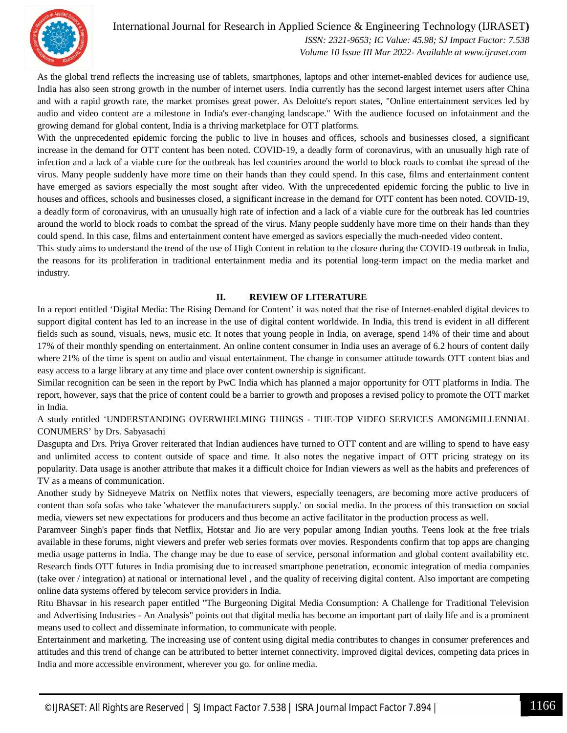As the global trend reflects the increasing use of tablets, smartphones, laptops and other internet-enabled devices for audience use, India has also seen strong growth in the number of internet users. India currently has the second largest internet users after China and with a rapid growth rate, the market promises great power. As Deloitte's report states, "Online entertainment services led by audio and video content are a milestone in India's ever-changing landscape." With the audience focused on infotainment and the growing demand for global content, India is a thriving marketplace for OTT platforms.

With the unprecedented epidemic forcing the public to live in houses and offices, schools and businesses closed, a significant increase in the demand for OTT content has been noted. COVID-19, a deadly form of coronavirus, with an unusually high rate of infection and a lack of a viable cure for the outbreak has led countries around the world to block roads to combat the spread of the virus. Many people suddenly have more time on their hands than they could spend. In this case, films and entertainment content have emerged as saviors especially the most sought after video. With the unprecedented epidemic forcing the public to live in houses and offices, schools and businesses closed, a significant increase in the demand for OTT content has been noted. COVID-19, a deadly form of coronavirus, with an unusually high rate of infection and a lack of a viable cure for the outbreak has led countries around the world to block roads to combat the spread of the virus. Many people suddenly have more time on their hands than they could spend. In this case, films and entertainment content have emerged as saviors especially the much-needed video content.

This study aims to understand the trend of the use of High Content in relation to the closure during the COVID-19 outbreak in India, the reasons for its proliferation in traditional entertainment media and its potential long-term impact on the media market and industry.

## II. REVIEW OF LITERATURE

In a report entitled 'Digital Media: The Rising Demand for Content' it was noted that the rise of Internet-enabled digital devices to support digital content has led to an increase in the use of digital content worldwide. In India, this trend is evident in all different fields such as sound, visuals, news, music etc. It notes that young people in India, on average, spend 14% of their time and about 17% of their monthly spending on entertainment. An online content consumer in India uses an average of 6.2 hours of content daily where 21% of the time is spent on audio and visual entertainment. The change in consumer attitude towards OTT content bias and easy access to a large library at any time and place over content ownership is significant.

Similar recognition can be seen in the report by PwC India which has planned a major opportunity for OTT platforms in India. The report, however, says that the price of content could be a barrier to growth and proposes a revised policy to promote the OTT market in India.

A study entitled 'UNDERSTANDING OVERWHELMING THINGS - THE-TOP VIDEO SERVICES AMONGMILLENNIAL CONUMERS' by Drs. Sabyasachi

Dasgupta and Drs. Priya Grover reiterated that Indian audiences have turned to OTT content and are willing to spend to have easy and unlimited access to content outside of space and time. It also notes the negative impact of OTT pricing strategy on its popularity. Data usage is another attribute that makes it a difficult choice for Indian viewers as well as the habits and preferences of TV as a means of communication.

Another study by Sidneyeve Matrix on Netflix notes that viewers, especially teenagers, are becoming more active producers of content than sofa sofas who take 'whatever the manufacturers supply.' on social media. In the process of this transaction on social media, viewers set new expectations for producers and thus become an active facilitator in the production process as well.

Paramveer Singh's paper finds that Netflix, Hotstar and Jio are very popular among Indian youths. Teens look at the free trials available in these forums, night viewers and prefer web series formats over movies. Respondents confirm that top apps are changing media usage patterns in India. The change may be due to ease of service, personal information and global content availability etc. Research finds OTT futures in India promising due to increased smartphone penetration, economic integration of media companies (take over / integration) at national or international level , and the quality of receiving digital content. Also important are competing online data systems offered by telecom service providers in India.

Ritu Bhavsar in his research paper entitled "The Burgeoning Digital Media Consumption: A Challenge for Traditional Television and Advertising Industries - An Analysis" points out that digital media has become an important part of daily life and is a prominent means used to collect and disseminate information, to communicate with people.

Entertainment and marketing. The increasing use of content using digital media contributes to changes in consumer preferences and attitudes and this trend of change can be attributed to better internet connectivity, improved digital devices, competing data prices in India and more accessible environment, wherever you go. for online media.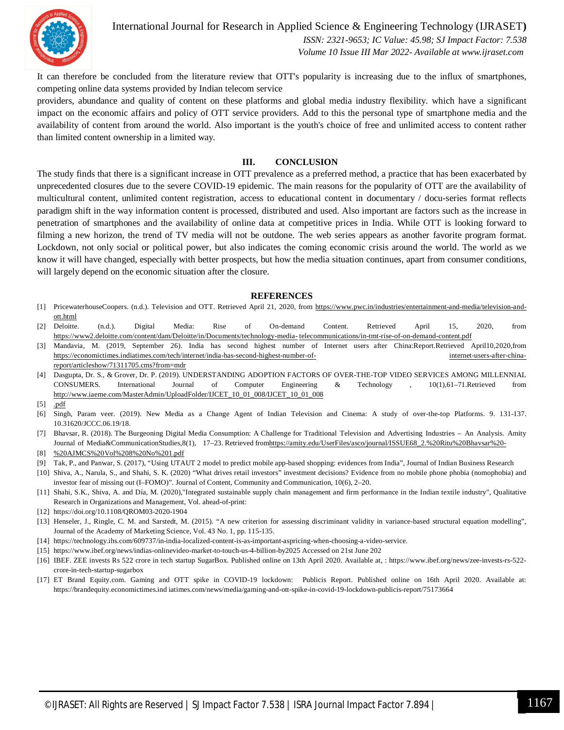It can therefore be concluded from the literature review that OTT's popularity is increasing due to the influx of smartphones, competing online data systems provided by Indian telecom service

providers, abundance and quality of content on these platforms and global media industry flexibility. which have a significant impact on the economic affairs and policy of OTT service providers. Add to this the personal type of smartphone media and the availability of content from around the world. Also important is the youth's choice of free and unlimited access to content rather than limited content ownership in a limited way.

## III. CONCLUSION

The study finds that there is a significant increase in OTT prevalence as a preferred method, a practice that has been exacerbated by unprecedented closures due to the severe COVID-19 epidemic. The main reasons for the popularity of OTT are the availability of multicultural content, unlimited content registration, access to educational content in documentary / docu-series format reflects paradigm shift in the way information content is processed, distributed and used. Also important are factors such as the increase in penetration of smartphones and the availability of online data at competitive prices in India. While OTT is looking forward to filming a new horizon, the trend of TV media will not be outdone. The web series appears as another favorite program format. Lockdown, not only social or political power, but also indicates the coming economic crisis around the world. The world as we know it will have changed, especially with better prospects, but how the media situation continues, apart from consumer conditions, will largely depend on the economic situation after the closure.

## REFERENCES

[1] PricewaterhouseCoopers. (n.d.). Television and OTT. Retrieved April 21, 2020, from https://www.pwc.in/industries/entertainment-and-media/television-and-ott.html

[2] Deloitte. (n.d.). Digital Media: Rise of On-demand Content. Retrieved April 15, 2020, from https://www2.deloitte.com/content/dam/Deloitte/in/Documents/technology-media- telecommunications/in-tmt-rise-of-on-demand-content.pdf

[3] Mandavia, M. (2019, September 26). India has second highest number of Internet users after China:Report.Retrieved April10,2020,from https://economictimes.indiatimes.com/tech/internet/india-has-second-highest-number-of- internet-users-after-china-report/articleshow/71311705.cms?from=mdr

[4] Dasgupta, Dr. S., & Grover, Dr. P. (2019). UNDERSTANDING ADOPTION FACTORS OF OVER-THE-TOP VIDEO SERVICES AMONG MILLENNIAL CONSUMERS. International Journal of Computer Engineering & Technology , 10(1),61–71.Retrieved from http://www.iaeme.com/MasterAdmin/UploadFolder/IJCET_10_01_008/IJCET_10_01_008

[5] .pdf

[6] Singh, Param veer. (2019). New Media as a Change Agent of Indian Television and Cinema: A study of over-the-top Platforms. 9. 131-137. 10.31620/JCCC.06.19/18.

[7] Bhavsar, R. (2018). The Burgeoning Digital Media Consumption: A Challenge for Traditional Television and Advertising Industries – An Analysis. Amity Journal of Media&CommunicationStudies,8(1), 17–23. Retrieved fromhttps://amity.edu/UserFiles/asco/journal/ISSUE68_2.%20Ritu%20Bhavsar%20-

[8] %20AJMCS%20Vol%208%20No%201.pdf

[9] Tak, P., and Panwar, S. (2017), "Using UTAUT 2 model to predict mobile app-based shopping: evidences from India", Journal of Indian Business Research

[10] Shiva, A., Narula, S., and Shahi, S. K. (2020) "What drives retail investors" investment decisions? Evidence from no mobile phone phobia (nomophobia) and investor fear of missing out (I–FOMO)". Journal of Content, Community and Communication, 10(6), 2–20.

[11] Shahi, S.K., Shiva, A. and Día, M. (2020),"Integrated sustainable supply chain management and firm performance in the Indian textile industry", Qualitative Research in Organizations and Management, Vol. ahead-of-print:

[12] https://doi.org/10.1108/QROM03-2020-1904

[13] Henseler, J., Ringle, C. M. and Sarstedt, M. (2015). "A new criterion for assessing discriminant validity in variance-based structural equation modelling", Journal of the Academy of Marketing Science, Vol. 43 No. 1, pp. 115-135.

[14] https://technology.ihs.com/609737/in-india-localized-content-is-as-important-aspricing-when-choosing-a-video-service.

[15] https://www.ibef.org/news/indias-onlinevideo-market-to-touch-us-4-billion-by2025 Accessed on 21st June 202

[16] IBEF. ZEE invests Rs 522 crore in tech startup SugarBox. Published online on 13th April 2020. Available at, : https://www.ibef.org/news/zee-invests-rs-522-crore-in-tech-startup-sugarbox

[17] ET Brand Equity.com. Gaming and OTT spike in COVID-19 lockdown: Publicis Report. Published online on 16th April 2020. Available at: https://brandequity.economictimes.ind iatimes.com/news/media/gaming-and-ott-spike-in-covid-19-lockdown-publicis-report/75173664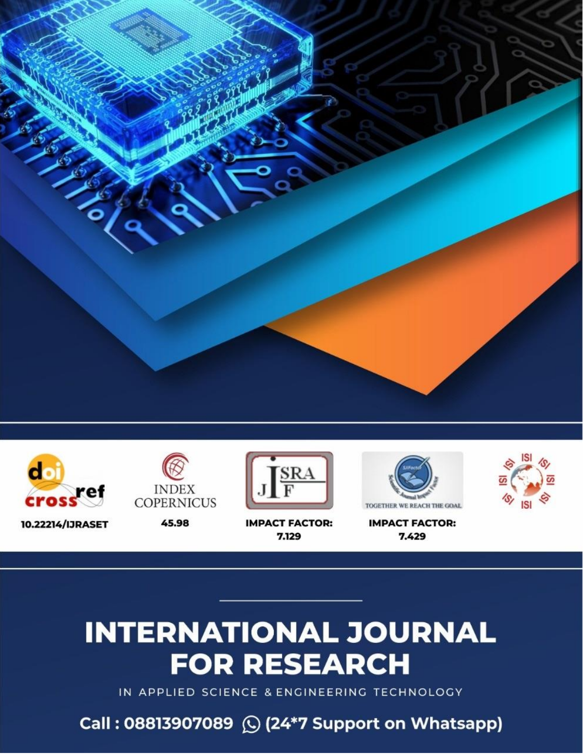10.22214/IJRASET

INDEX COPERNICUS

45.98

IMPACT FACTOR: 7.129

IMPACT FACTOR: 7.429

TOGETHER WE REACH THE GOAL

# INTERNATIONAL JOURNAL FOR RESEARCH

IN APPLIED SCIENCE & ENGINEERING TECHNOLOGY

Call : 08813907089 (24*7 Support on Whatsapp)